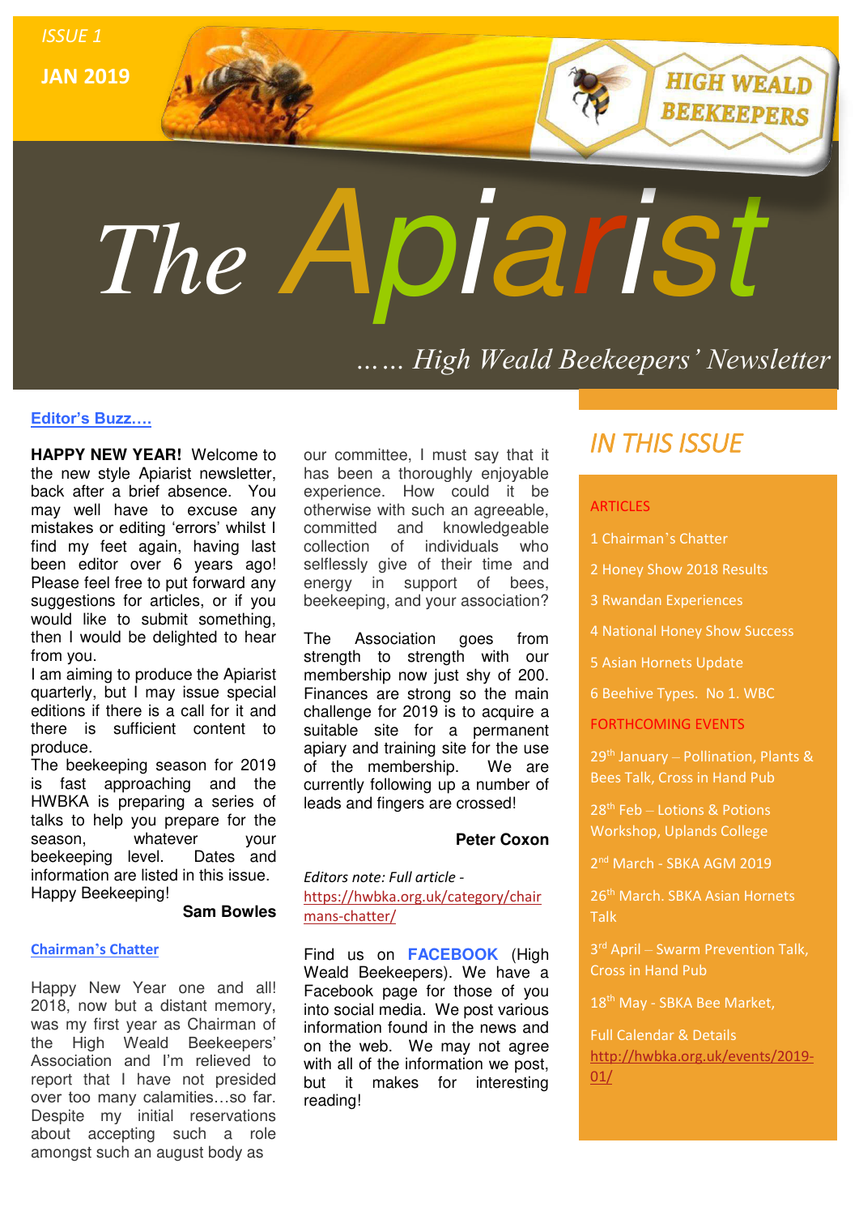ISSUE 1

JAN 2019

HIGH WEALD BEEKEEPERS

# The Apiarist

*…… High Weald Beekeepers' Newsletter*

## Editor's Buzz….

**HAPPY NEW YEAR!** Welcome to the new style Apiarist newsletter, back after a brief absence. You may well have to excuse any mistakes or editing 'errors' whilst I find my feet again, having last been editor over 6 years ago! Please feel free to put forward any suggestions for articles, or if you would like to submit something, then I would be delighted to hear from you.

I am aiming to produce the Apiarist quarterly, but I may issue special editions if there is a call for it and there is sufficient content to produce.

The beekeeping season for 2019 is fast approaching and the HWBKA is preparing a series of talks to help you prepare for the season, whatever your beekeeping level. Dates and information are listed in this issue.

Happy Beekeeping!

**Sam Bowles**

## Chairman's Chatter

Happy New Year one and all! 2018, now but a distant memory, was my first year as Chairman of the High Weald Beekeepers' Association and I'm relieved to report that I have not presided over too many calamities…so far. Despite my initial reservations about accepting such a role amongst such an august body as our committee, I must say that it has been a thoroughly enjoyable experience. How could it be otherwise with such an agreeable, committed and knowledgeable collection of individuals who selflessly give of their time and energy in support of bees, beekeeping, and your association?

The Association goes from strength to strength with our membership now just shy of 200. Finances are strong so the main challenge for 2019 is to acquire a suitable site for a permanent apiary and training site for the use of the membership. We are currently following up a number of leads and fingers are crossed!

**Peter Coxon**

*Editors note: Full article -* https://hwbka.org.uk/category/chairmans-chatter/

Find us on **FACEBOOK** (High Weald Beekeepers). We have a Facebook page for those of you into social media. We post various information found in the news and on the web. We may not agree with all of the information we post, but it makes for interesting reading!

## IN THIS ISSUE

**ARTICLES**

1 Chairman's Chatter

2 Honey Show 2018 Results

3 Rwandan Experiences

4 National Honey Show Success

5 Asian Hornets Update

6 Beehive Types. No 1. WBC

**FORTHCOMING EVENTS**

29th January – Pollination, Plants & Bees Talk, Cross in Hand Pub

28th Feb – Lotions & Potions Workshop, Uplands College

2nd March - SBKA AGM 2019

26th March. SBKA Asian Hornets Talk

3rd April – Swarm Prevention Talk, Cross in Hand Pub

18th May - SBKA Bee Market,

Full Calendar & Details http://hwbka.org.uk/events/2019-01/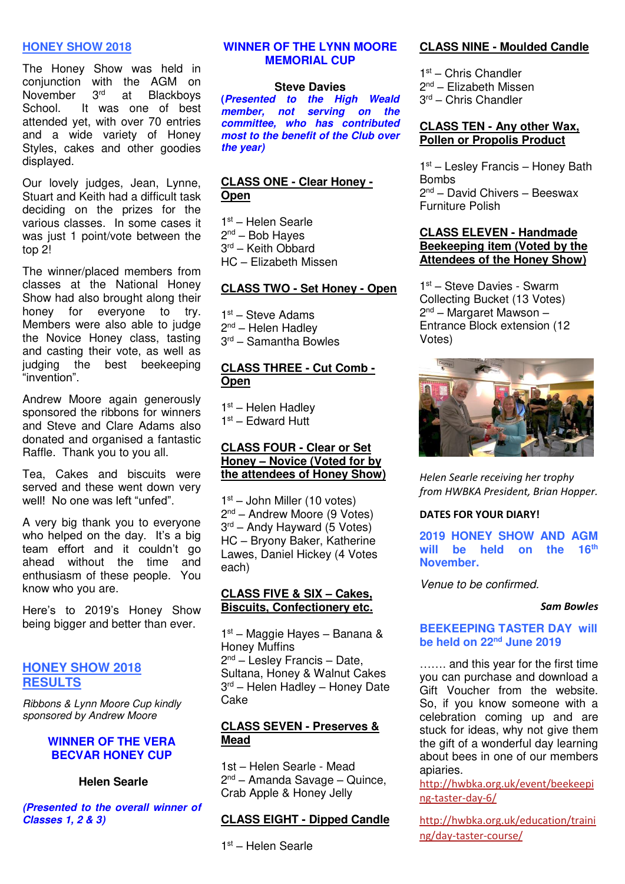## HONEY SHOW 2018

The Honey Show was held in conjunction with the AGM on November 3rd at Blackboys School. It was one of best attended yet, with over 70 entries and a wide variety of Honey Styles, cakes and other goodies displayed.

Our lovely judges, Jean, Lynne, Stuart and Keith had a difficult task deciding on the prizes for the various classes. In some cases it was just 1 point/vote between the top 2!

The winner/placed members from classes at the National Honey Show had also brought along their honey for everyone to try. Members were also able to judge the Novice Honey class, tasting and casting their vote, as well as judging the best beekeeping "invention".

Andrew Moore again generously sponsored the ribbons for winners and Steve and Clare Adams also donated and organised a fantastic Raffle. Thank you to you all.

Tea, Cakes and biscuits were served and these went down very well! No one was left "unfed".

A very big thank you to everyone who helped on the day. It's a big team effort and it couldn't go ahead without the time and enthusiasm of these people. You know who you are.

Here's to 2019's Honey Show being bigger and better than ever.

## HONEY SHOW 2018 RESULTS

*Ribbons & Lynn Moore Cup kindly sponsored by Andrew Moore*

### WINNER OF THE VERA BECVAR HONEY CUP

**Helen Searle**

***(Presented to the overall winner of Classes 1, 2 & 3)***

### WINNER OF THE LYNN MOORE MEMORIAL CUP

**Steve Davies**

***(Presented to the High Weald member, not serving on the committee, who has contributed most to the benefit of the Club over the year)***

### CLASS ONE - Clear Honey - Open

1st – Helen Searle
2nd – Bob Hayes
3rd – Keith Obbard
HC – Elizabeth Missen

### CLASS TWO - Set Honey - Open

1st – Steve Adams
2nd – Helen Hadley
3rd – Samantha Bowles

### CLASS THREE - Cut Comb - Open

1st – Helen Hadley
1st – Edward Hutt

### CLASS FOUR - Clear or Set Honey – Novice (Voted for by the attendees of Honey Show)

1st – John Miller (10 votes)
2nd – Andrew Moore (9 Votes)
3rd – Andy Hayward (5 Votes)
HC – Bryony Baker, Katherine Lawes, Daniel Hickey (4 Votes each)

### CLASS FIVE & SIX – Cakes, Biscuits, Confectionery etc.

1st – Maggie Hayes – Banana & Honey Muffins
2nd – Lesley Francis – Date, Sultana, Honey & Walnut Cakes
3rd – Helen Hadley – Honey Date Cake

### CLASS SEVEN - Preserves & Mead

1st – Helen Searle - Mead
2nd – Amanda Savage – Quince, Crab Apple & Honey Jelly

### CLASS EIGHT - Dipped Candle

1st – Helen Searle

### CLASS NINE - Moulded Candle

1st – Chris Chandler
2nd – Elizabeth Missen
3rd – Chris Chandler

### CLASS TEN - Any other Wax, Pollen or Propolis Product

1st – Lesley Francis – Honey Bath Bombs
2nd – David Chivers – Beeswax Furniture Polish

### CLASS ELEVEN - Handmade Beekeeping item (Voted by the Attendees of the Honey Show)

1st – Steve Davies - Swarm Collecting Bucket (13 Votes)
2nd – Margaret Mawson – Entrance Block extension (12 Votes)

*Helen Searle receiving her trophy from HWBKA President, Brian Hopper.*

**DATES FOR YOUR DIARY!**

**2019 HONEY SHOW AND AGM will be held on the 16th November.**

*Venue to be confirmed.*

***Sam Bowles***

**BEEKEEPING TASTER DAY will be held on 22nd June 2019**

……. and this year for the first time you can purchase and download a Gift Voucher from the website. So, if you know someone with a celebration coming up and are stuck for ideas, why not give them the gift of a wonderful day learning about bees in one of our members apiaries.

http://hwbka.org.uk/event/beekeeping-taster-day-6/

http://hwbka.org.uk/education/training/day-taster-course/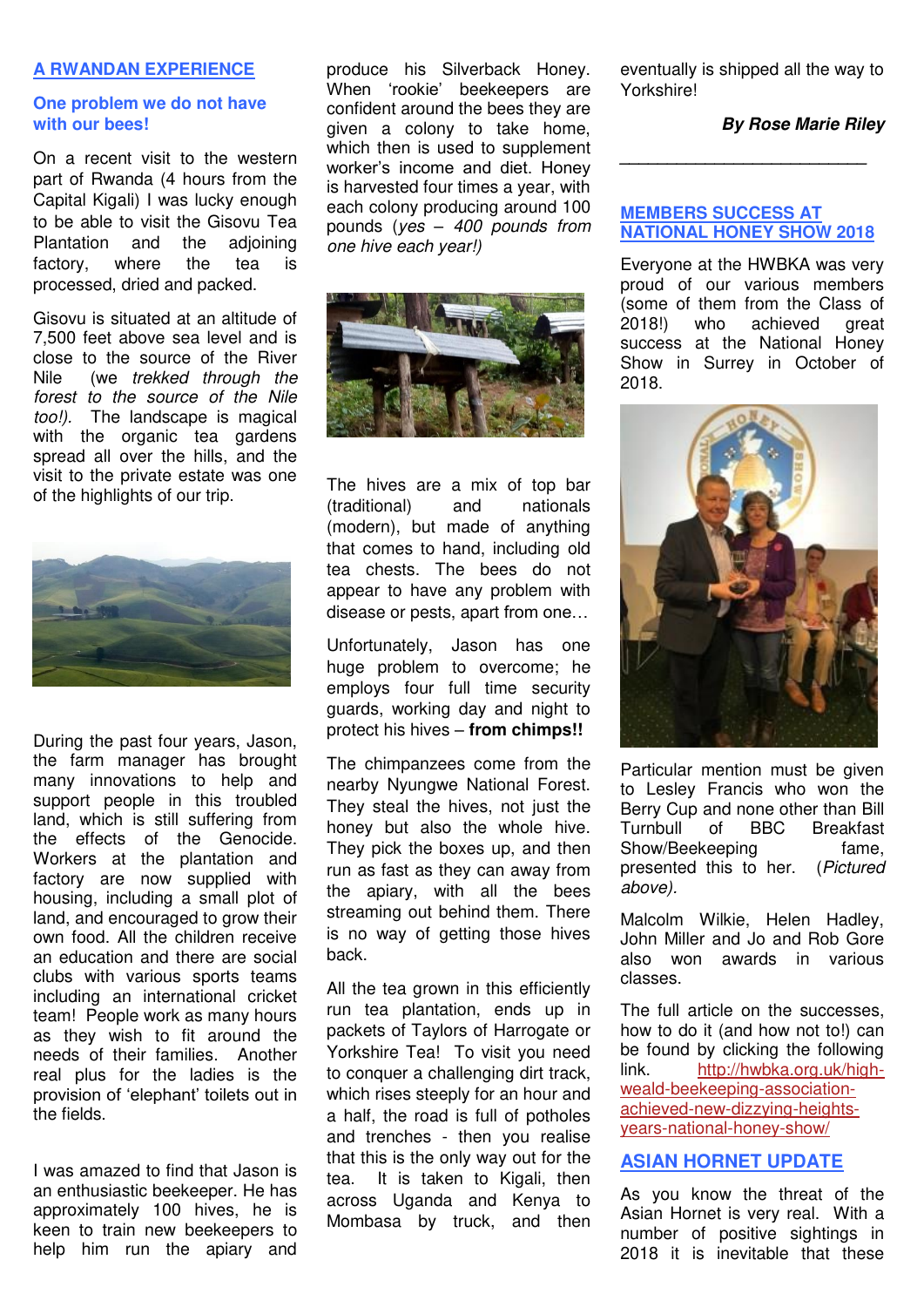## A RWANDAN EXPERIENCE

### One problem we do not have with our bees!

On a recent visit to the western part of Rwanda (4 hours from the Capital Kigali) I was lucky enough to be able to visit the Gisovu Tea Plantation and the adjoining factory, where the tea is processed, dried and packed.

Gisovu is situated at an altitude of 7,500 feet above sea level and is close to the source of the River Nile (we *trekked through the forest to the source of the Nile too!).* The landscape is magical with the organic tea gardens spread all over the hills, and the visit to the private estate was one of the highlights of our trip.

During the past four years, Jason, the farm manager has brought many innovations to help and support people in this troubled land, which is still suffering from the effects of the Genocide. Workers at the plantation and factory are now supplied with housing, including a small plot of land, and encouraged to grow their own food. All the children receive an education and there are social clubs with various sports teams including an international cricket team! People work as many hours as they wish to fit around the needs of their families. Another real plus for the ladies is the provision of 'elephant' toilets out in the fields.

I was amazed to find that Jason is an enthusiastic beekeeper. He has approximately 100 hives, he is keen to train new beekeepers to help him run the apiary and produce his Silverback Honey. When 'rookie' beekeepers are confident around the bees they are given a colony to take home, which then is used to supplement worker's income and diet. Honey is harvested four times a year, with each colony producing around 100 pounds (*yes – 400 pounds from one hive each year!)*

The hives are a mix of top bar (traditional) and nationals (modern), but made of anything that comes to hand, including old tea chests. The bees do not appear to have any problem with disease or pests, apart from one…

Unfortunately, Jason has one huge problem to overcome; he employs four full time security guards, working day and night to protect his hives – **from chimps!!**

The chimpanzees come from the nearby Nyungwe National Forest. They steal the hives, not just the honey but also the whole hive. They pick the boxes up, and then run as fast as they can away from the apiary, with all the bees streaming out behind them. There is no way of getting those hives back.

All the tea grown in this efficiently run tea plantation, ends up in packets of Taylors of Harrogate or Yorkshire Tea! To visit you need to conquer a challenging dirt track, which rises steeply for an hour and a half, the road is full of potholes and trenches - then you realise that this is the only way out for the tea. It is taken to Kigali, then across Uganda and Kenya to Mombasa by truck, and then eventually is shipped all the way to Yorkshire!

***By Rose Marie Riley***

---

## MEMBERS SUCCESS AT NATIONAL HONEY SHOW 2018

Everyone at the HWBKA was very proud of our various members (some of them from the Class of 2018!) who achieved great success at the National Honey Show in Surrey in October of 2018.

Particular mention must be given to Lesley Francis who won the Berry Cup and none other than Bill Turnbull of BBC Breakfast Show/Beekeeping fame, presented this to her. (*Pictured above).*

Malcolm Wilkie, Helen Hadley, John Miller and Jo and Rob Gore also won awards in various classes.

The full article on the successes, how to do it (and how not to!) can be found by clicking the following link. http://hwbka.org.uk/high-weald-beekeeping-association-achieved-new-dizzying-heights-years-national-honey-show/

## ASIAN HORNET UPDATE

As you know the threat of the Asian Hornet is very real. With a number of positive sightings in 2018 it is inevitable that these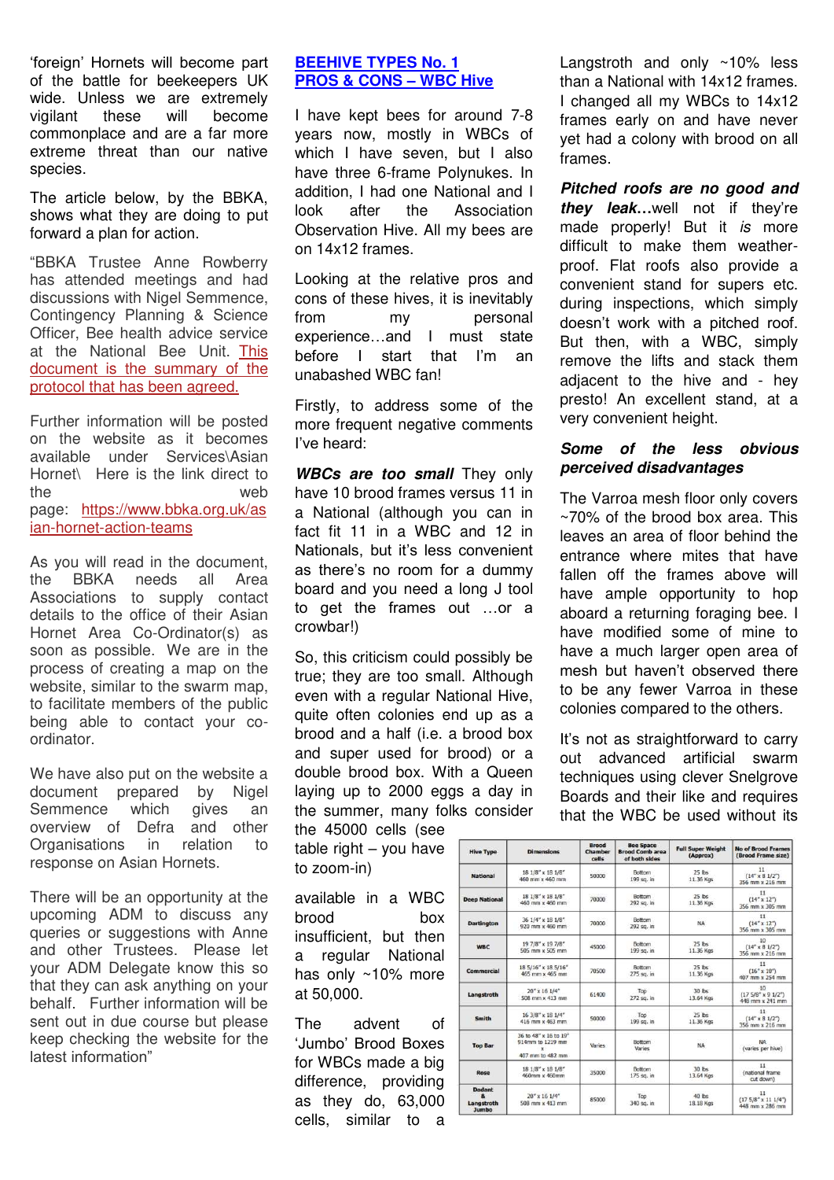'foreign' Hornets will become part of the battle for beekeepers UK wide. Unless we are extremely vigilant these will become commonplace and are a far more extreme threat than our native species.

The article below, by the BBKA, shows what they are doing to put forward a plan for action.

"BBKA Trustee Anne Rowberry has attended meetings and had discussions with Nigel Semmence, Contingency Planning & Science Officer, Bee health advice service at the National Bee Unit. This document is the summary of the protocol that has been agreed.

Further information will be posted on the website as it becomes available under Services\Asian Hornet\ Here is the link direct to the web page: https://www.bbka.org.uk/asian-hornet-action-teams

As you will read in the document, the BBKA needs all Area Associations to supply contact details to the office of their Asian Hornet Area Co-Ordinator(s) as soon as possible. We are in the process of creating a map on the website, similar to the swarm map, to facilitate members of the public being able to contact your co-ordinator.

We have also put on the website a document prepared by Nigel Semmence which gives an overview of Defra and other Organisations in relation to response on Asian Hornets.

There will be an opportunity at the upcoming ADM to discuss any queries or suggestions with Anne and other Trustees. Please let your ADM Delegate know this so that they can ask anything on your behalf. Further information will be sent out in due course but please keep checking the website for the latest information"

## BEEHIVE TYPES No. 1
## PROS & CONS – WBC Hive

I have kept bees for around 7-8 years now, mostly in WBCs of which I have seven, but I also have three 6-frame Polynukes. In addition, I had one National and I look after the Association Observation Hive. All my bees are on 14x12 frames.

Looking at the relative pros and cons of these hives, it is inevitably from my personal experience…and I must state before I start that I'm an unabashed WBC fan!

Firstly, to address some of the more frequent negative comments I've heard:

***WBCs are too small*** They only have 10 brood frames versus 11 in a National (although you can in fact fit 11 in a WBC and 12 in Nationals, but it's less convenient as there's no room for a dummy board and you need a long J tool to get the frames out …or a crowbar!)

So, this criticism could possibly be true; they are too small. Although even with a regular National Hive, quite often colonies end up as a brood and a half (i.e. a brood box and super used for brood) or a double brood box. With a Queen laying up to 2000 eggs a day in the summer, many folks consider the 45000 cells (see table right – you have to zoom-in) available in a WBC brood box insufficient, but then a regular National has only ~10% more at 50,000.

The advent of 'Jumbo' Brood Boxes for WBCs made a big difference, providing as they do, 63,000 cells, similar to a Langstroth and only ~10% less than a National with 14x12 frames. I changed all my WBCs to 14x12 frames early on and have never yet had a colony with brood on all frames.

***Pitched roofs are no good and they leak…***well not if they're made properly! But it *is* more difficult to make them weather-proof. Flat roofs also provide a convenient stand for supers etc. during inspections, which simply doesn't work with a pitched roof. But then, with a WBC, simply remove the lifts and stack them adjacent to the hive and - hey presto! An excellent stand, at a very convenient height.

***Some of the less obvious perceived disadvantages***

The Varroa mesh floor only covers ~70% of the brood box area. This leaves an area of floor behind the entrance where mites that have fallen off the frames above will have ample opportunity to hop aboard a returning foraging bee. I have modified some of mine to have a much larger open area of mesh but haven't observed there to be any fewer Varroa in these colonies compared to the others.

It's not as straightforward to carry out advanced artificial swarm techniques using clever Snelgrove Boards and their like and requires that the WBC be used without its

| Hive Type | Dimensions | Brood Chamber cells | Bee Space Brood Comb area of both sides | Full Super Weight (Approx) | No of Brood Frames (Brood Frame size) |
|---|---|---|---|---|---|
| National | 18 1/8" x 18 1/8" 460 mm x 460 mm | 50000 | Bottom 199 sq. in | 25 lbs 11.36 Kgs | 11 (14" x 8 1/2") 356 mm x 216 mm |
| Deep National | 18 1/8" x 18 1/8" 460 mm x 460 mm | 70000 | Bottom 292 sq. in | 25 lbs 11.36 Kgs | 11 (14" x 12") 356 mm x 305 mm |
| Dartington | 36 1/4" x 18 1/8" 920 mm x 460 mm | 70000 | Bottom 292 sq. in | NA | 11 (14" x 12") 356 mm x 305 mm |
| WBC | 19 7/8" x 19 7/8" 505 mm x 505 mm | 45000 | Bottom 199 sq. in | 25 lbs 11.36 Kgs | 10 (14" x 8 1/2") 356 mm x 216 mm |
| Commercial | 18 5/16" x 18 5/16" 465 mm x 465 mm | 70500 | Bottom 275 sq. in | 25 lbs 11.36 Kgs | 11 (16" x 10") 407 mm x 254 mm |
| Langstroth | 20" x 16 1/4" 508 mm x 413 mm | 61400 | Top 272 sq. in | 30 lbs 13.64 Kgs | 10 (17 5/8" x 9 1/2") 448 mm x 241 mm |
| Smith | 16 3/8" x 18 1/4" 416 mm x 463 mm | 50000 | Top 199 sq. in | 25 lbs 11.36 Kgs | 11 (14" x 8 1/2") 356 mm x 216 mm |
| Top Bar | 36 to 48" x 16 to 19" 914mm to 1219 mm x 407 mm to 482 mm | Varies | Bottom Varies | NA | NA (varies per hive) |
| Rose | 18 1/8" x 18 1/8" 460mm x 460mm | 35000 | Bottom 175 sq. in | 30 lbs 13.64 Kgs | 11 (national frame cut down) |
| Dadant & Langstroth Jumbo | 20" x 16 1/4" 508 mm x 413 mm | 85000 | Top 340 sq. in | 40 lbs 18.18 Kgs | 11 (17 5/8" x 11 1/4") 448 mm x 286 mm |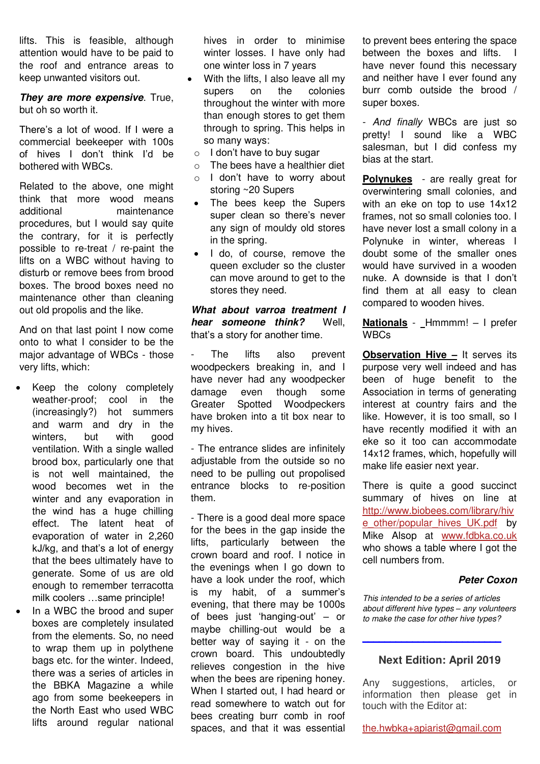lifts. This is feasible, although attention would have to be paid to the roof and entrance areas to keep unwanted visitors out.

***They are more expensive***. True, but oh so worth it.

There's a lot of wood. If I were a commercial beekeeper with 100s of hives I don't think I'd be bothered with WBCs.

Related to the above, one might think that more wood means additional maintenance procedures, but I would say quite the contrary, for it is perfectly possible to re-treat / re-paint the lifts on a WBC without having to disturb or remove bees from brood boxes. The brood boxes need no maintenance other than cleaning out old propolis and the like.

And on that last point I now come onto to what I consider to be the major advantage of WBCs - those very lifts, which:

- Keep the colony completely weather-proof; cool in the (increasingly?) hot summers and warm and dry in the winters, but with good ventilation. With a single walled brood box, particularly one that is not well maintained, the wood becomes wet in the winter and any evaporation in the wind has a huge chilling effect. The latent heat of evaporation of water in 2,260 kJ/kg, and that's a lot of energy that the bees ultimately have to generate. Some of us are old enough to remember terracotta milk coolers …same principle!
- In a WBC the brood and super boxes are completely insulated from the elements. So, no need to wrap them up in polythene bags etc. for the winter. Indeed, there was a series of articles in the BBKA Magazine a while ago from some beekeepers in the North East who used WBC lifts around regular national hives in order to minimise winter losses. I have only had one winter loss in 7 years
- With the lifts, I also leave all my supers on the colonies throughout the winter with more than enough stores to get them through to spring. This helps in so many ways:
  - I don't have to buy sugar
  - The bees have a healthier diet
  - I don't have to worry about storing ~20 Supers
  - The bees keep the Supers super clean so there's never any sign of mouldy old stores in the spring.
  - I do, of course, remove the queen excluder so the cluster can move around to get to the stores they need.

***What about varroa treatment I hear someone think?*** Well, that's a story for another time.

- The lifts also prevent woodpeckers breaking in, and I have never had any woodpecker damage even though some Greater Spotted Woodpeckers have broken into a tit box near to my hives.

- The entrance slides are infinitely adjustable from the outside so no need to be pulling out propolised entrance blocks to re-position them.

- There is a good deal more space for the bees in the gap inside the lifts, particularly between the crown board and roof. I notice in the evenings when I go down to have a look under the roof, which is my habit, of a summer's evening, that there may be 1000s of bees just 'hanging-out' – or maybe chilling-out would be a better way of saying it - on the crown board. This undoubtedly relieves congestion in the hive when the bees are ripening honey. When I started out, I had heard or read somewhere to watch out for bees creating burr comb in roof spaces, and that it was essential to prevent bees entering the space between the boxes and lifts. I have never found this necessary and neither have I ever found any burr comb outside the brood / super boxes.

- *And finally* WBCs are just so pretty! I sound like a WBC salesman, but I did confess my bias at the start.

**Polynukes** - are really great for overwintering small colonies, and with an eke on top to use 14x12 frames, not so small colonies too. I have never lost a small colony in a Polynuke in winter, whereas I doubt some of the smaller ones would have survived in a wooden nuke. A downside is that I don't find them at all easy to clean compared to wooden hives.

**Nationals** - Hmmmm! – I prefer WBCs

**Observation Hive –** It serves its purpose very well indeed and has been of huge benefit to the Association in terms of generating interest at country fairs and the like. However, it is too small, so I have recently modified it with an eke so it too can accommodate 14x12 frames, which, hopefully will make life easier next year.

There is quite a good succinct summary of hives on line at http://www.biobees.com/library/hive_other/popular_hives_UK.pdf by Mike Alsop at www.fdbka.co.uk who shows a table where I got the cell numbers from.

***Peter Coxon***

*This intended to be a series of articles about different hive types – any volunteers to make the case for other hive types?*

---

**Next Edition: April 2019**

Any suggestions, articles, or information then please get in touch with the Editor at:

the.hwbka+apiarist@gmail.com